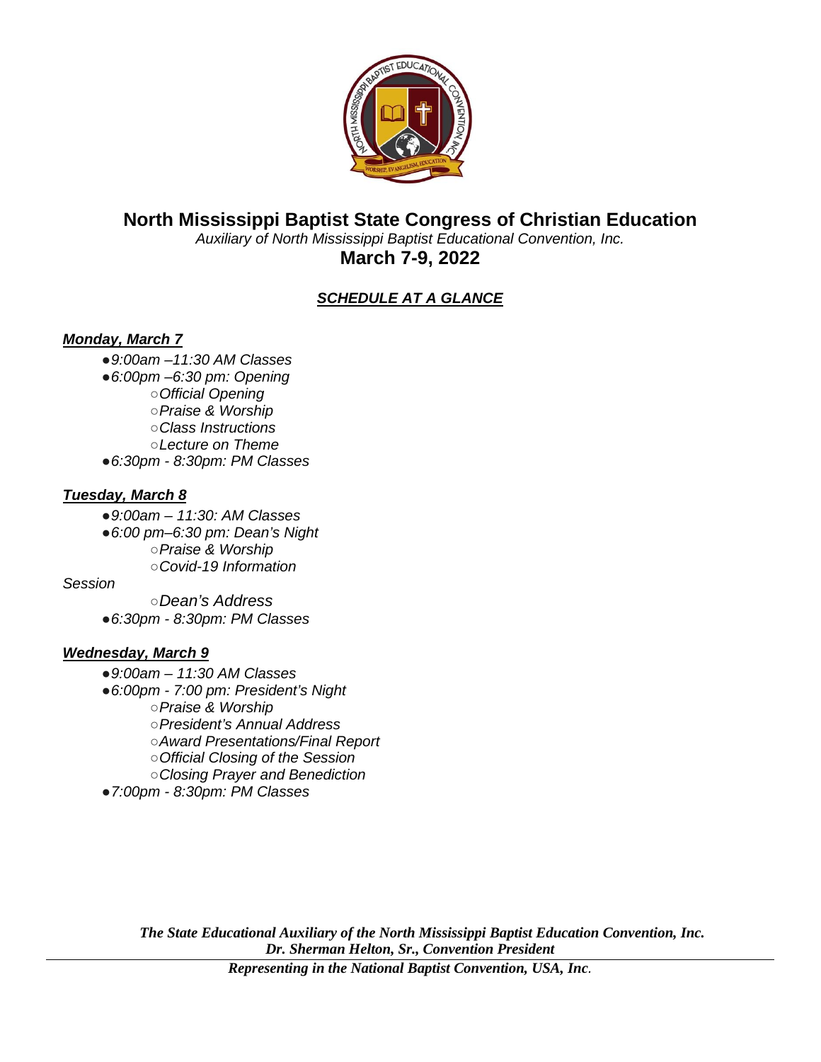# North Mississippi Baptist State Congress of Christian Education

*Auxiliary of North Mississippi Baptist Educational Convention, Inc.*

## March 7-9, 2022

### ***SCHEDULE AT A GLANCE***

***Monday, March 7***

- *9:00am –11:30 AM Classes*
- *6:00pm –6:30 pm: Opening*
  - *Official Opening*
  - *Praise & Worship*
  - *Class Instructions*
  - *Lecture on Theme*
- *6:30pm - 8:30pm: PM Classes*

***Tuesday, March 8***

- *9:00am – 11:30: AM Classes*
- *6:00 pm–6:30 pm: Dean's Night*
  - *Praise & Worship*
  - *Covid-19 Information*

*Session*

  - *Dean's Address*
- *6:30pm - 8:30pm: PM Classes*

***Wednesday, March 9***

- *9:00am – 11:30 AM Classes*
- *6:00pm - 7:00 pm: President's Night*
  - *Praise & Worship*
  - *President's Annual Address*
  - *Award Presentations/Final Report*
  - *Official Closing of the Session*
  - *Closing Prayer and Benediction*
- *7:00pm - 8:30pm: PM Classes*

***The State Educational Auxiliary of the North Mississippi Baptist Education Convention, Inc.***
***Dr. Sherman Helton, Sr., Convention President***

***Representing in the National Baptist Convention, USA, Inc.***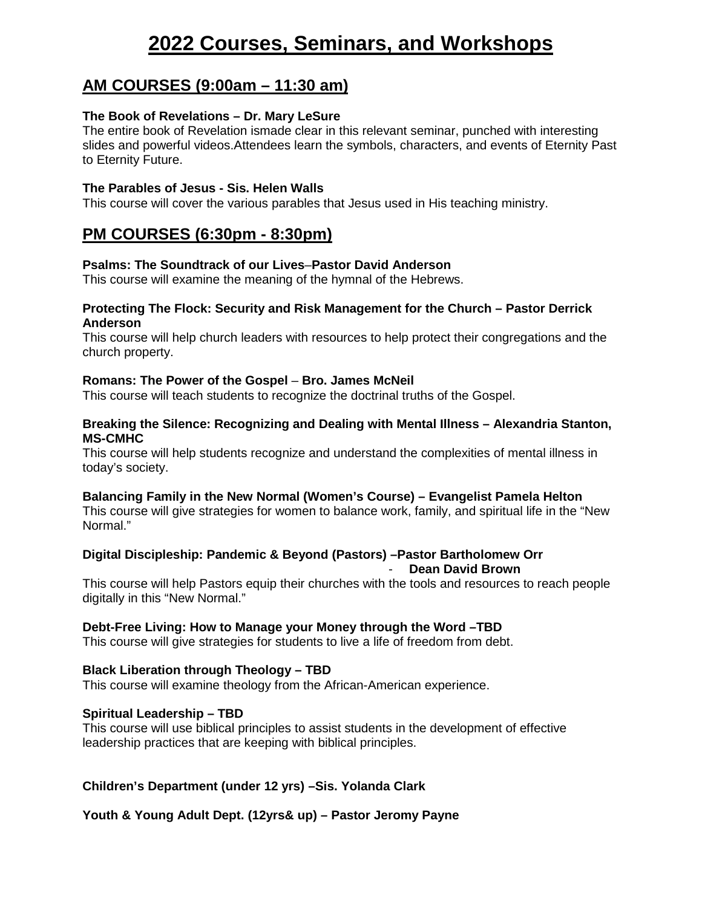# 2022 Courses, Seminars, and Workshops

## AM COURSES (9:00am – 11:30 am)

**The Book of Revelations – Dr. Mary LeSure**
The entire book of Revelation ismade clear in this relevant seminar, punched with interesting slides and powerful videos.Attendees learn the symbols, characters, and events of Eternity Past to Eternity Future.

**The Parables of Jesus - Sis. Helen Walls**
This course will cover the various parables that Jesus used in His teaching ministry.

## PM COURSES (6:30pm - 8:30pm)

**Psalms: The Soundtrack of our Lives–Pastor David Anderson**
This course will examine the meaning of the hymnal of the Hebrews.

**Protecting The Flock: Security and Risk Management for the Church – Pastor Derrick Anderson**
This course will help church leaders with resources to help protect their congregations and the church property.

**Romans: The Power of the Gospel – Bro. James McNeil**
This course will teach students to recognize the doctrinal truths of the Gospel.

**Breaking the Silence: Recognizing and Dealing with Mental Illness – Alexandria Stanton, MS-CMHC**
This course will help students recognize and understand the complexities of mental illness in today's society.

**Balancing Family in the New Normal (Women's Course) – Evangelist Pamela Helton**
This course will give strategies for women to balance work, family, and spiritual life in the "New Normal."

**Digital Discipleship: Pandemic & Beyond (Pastors) –Pastor Bartholomew Orr**
- **Dean David Brown**

This course will help Pastors equip their churches with the tools and resources to reach people digitally in this "New Normal."

**Debt-Free Living: How to Manage your Money through the Word –TBD**
This course will give strategies for students to live a life of freedom from debt.

**Black Liberation through Theology – TBD**
This course will examine theology from the African-American experience.

**Spiritual Leadership – TBD**
This course will use biblical principles to assist students in the development of effective leadership practices that are keeping with biblical principles.

**Children's Department (under 12 yrs) –Sis. Yolanda Clark**

**Youth & Young Adult Dept. (12yrs& up) – Pastor Jeromy Payne**